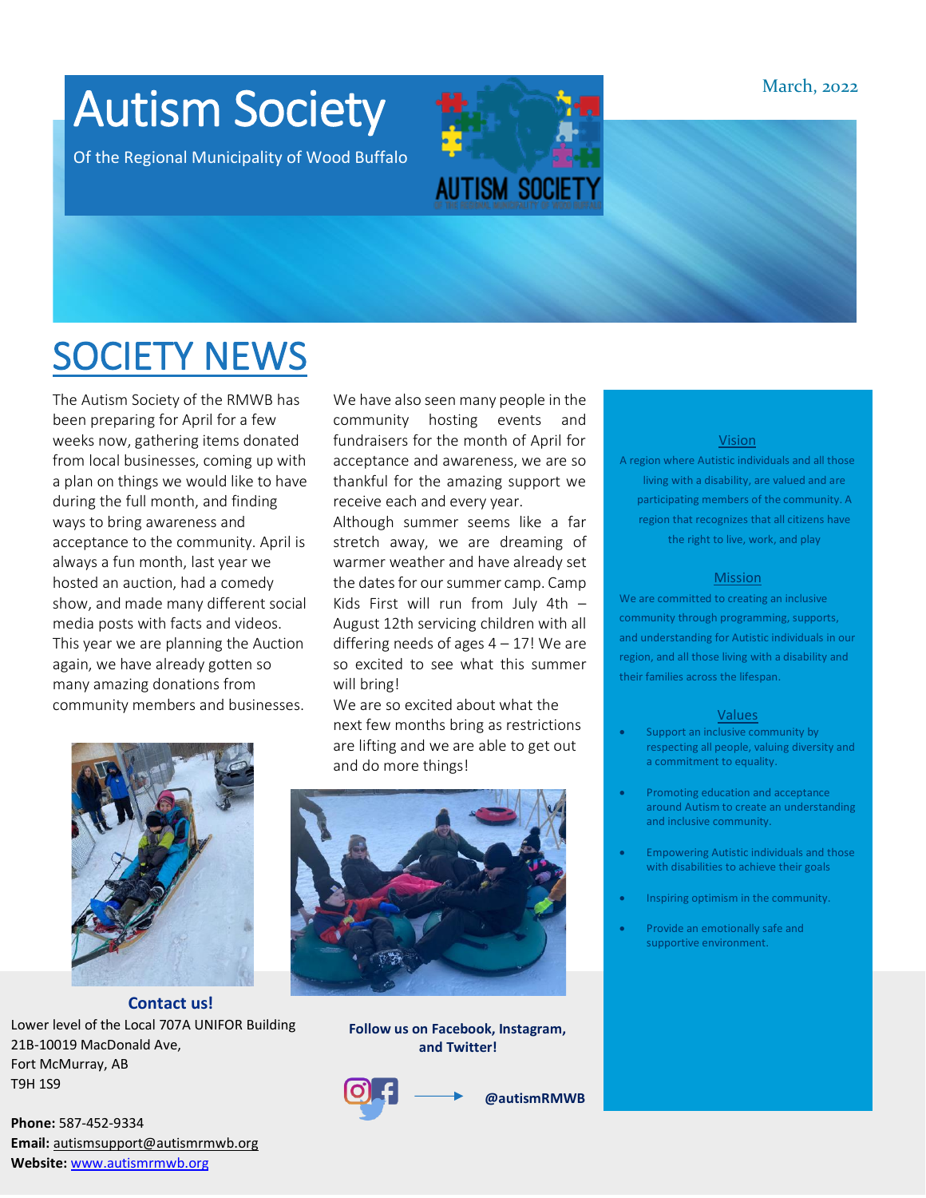# Autism Society

Of the Regional Municipality of Wood Buffalo

March, 2022

## SOCIETY NEWS

The Autism Society of the RMWB has been preparing for April for a few weeks now, gathering items donated from local businesses, coming up with a plan on things we would like to have during the full month, and finding ways to bring awareness and acceptance to the community. April is always a fun month, last year we hosted an auction, had a comedy show, and made many different social media posts with facts and videos. This year we are planning the Auction again, we have already gotten so many amazing donations from community members and businesses.

We have also seen many people in the community hosting events and fundraisers for the month of April for acceptance and awareness, we are so thankful for the amazing support we receive each and every year.

Although summer seems like a far stretch away, we are dreaming of warmer weather and have already set the dates for our summer camp. Camp Kids First will run from July 4th – August 12th servicing children with all differing needs of ages 4 – 17! We are so excited to see what this summer will bring!

We are so excited about what the next few months bring as restrictions are lifting and we are able to get out and do more things!

### Vision

A region where Autistic individuals and all those living with a disability, are valued and are participating members of the community. A region that recognizes that all citizens have the right to live, work, and play

### Mission

We are committed to creating an inclusive community through programming, supports, and understanding for Autistic individuals in our region, and all those living with a disability and their families across the lifespan.

### Values

- Support an inclusive community by respecting all people, valuing diversity and a commitment to equality.
- Promoting education and acceptance around Autism to create an understanding and inclusive community.
- Empowering Autistic individuals and those with disabilities to achieve their goals
- Inspiring optimism in the community.
- Provide an emotionally safe and supportive environment.

**Contact us!**

Lower level of the Local 707A UNIFOR Building
21B-10019 MacDonald Ave,
Fort McMurray, AB
T9H 1S9

**Phone:** 587-452-9334
**Email:** autismsupport@autismrmwb.org
**Website:** www.autismrmwb.org

**Follow us on Facebook, Instagram, and Twitter!**

**@autismRMWB**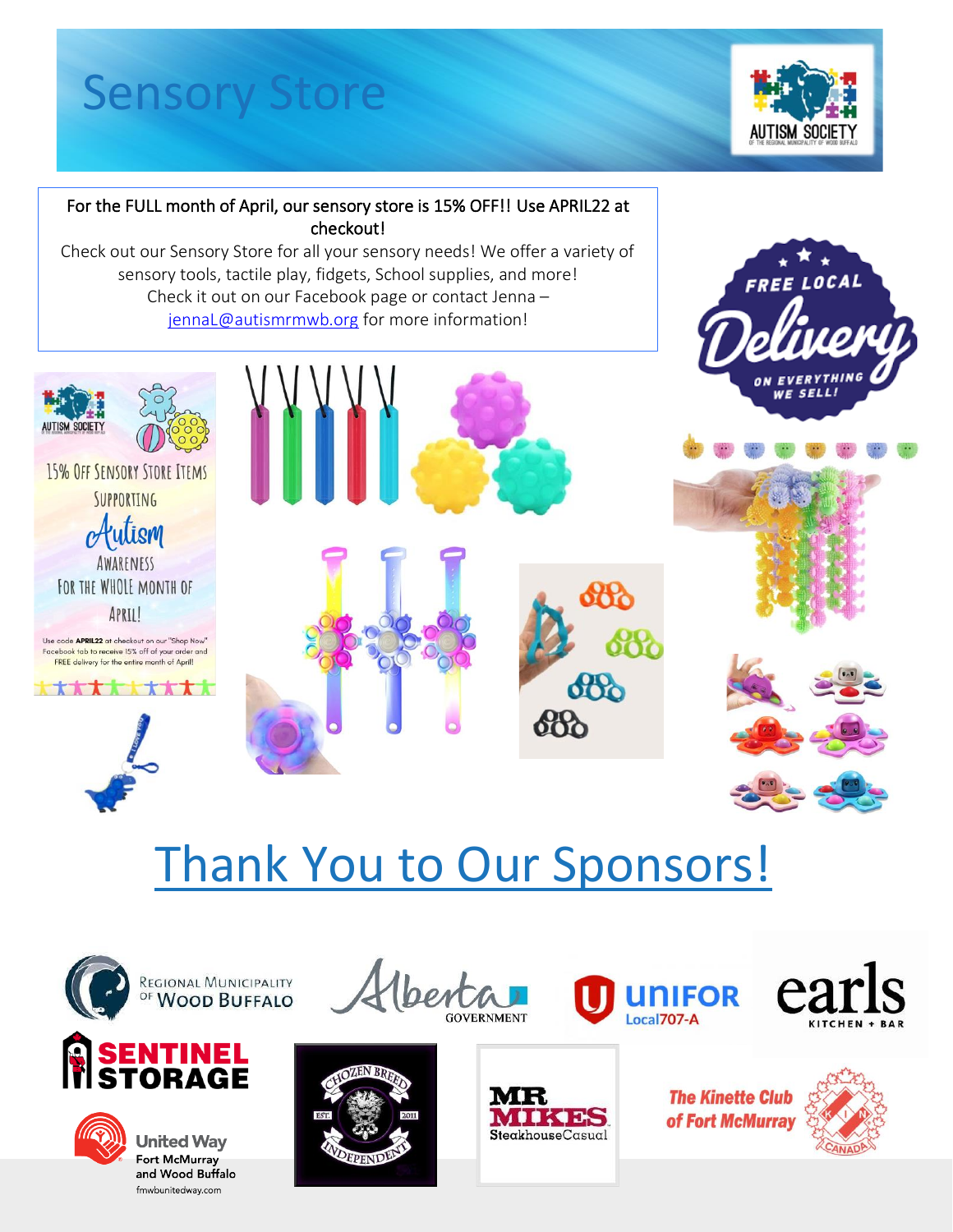# Sensory Store

For the FULL month of April, our sensory store is 15% OFF!! Use APRIL22 at checkout!

Check out our Sensory Store for all your sensory needs! We offer a variety of sensory tools, tactile play, fidgets, School supplies, and more!

Check it out on our Facebook page or contact Jenna – jennaL@autismrmwb.org for more information!

FREE LOCAL Delivery ON EVERYTHING WE SELL!

15% OFF SENSORY STORE ITEMS SUPPORTING Autism AWARENESS FOR THE WHOLE MONTH OF APRIL!

Use code **APRIL22** at checkout on our "Shop Now" Facebook tab to receive 15% off of your order and FREE delivery for the entire month of April!

# Thank You to Our Sponsors!

Regional Municipality of Wood Buffalo

Alberta Government

UNIFOR Local 707-A

earls Kitchen + Bar

Sentinel Storage

Chozen Breed Independent

Mr Mikes SteakhouseCasual

The Kinette Club of Fort McMurray

United Way Fort McMurray and Wood Buffalo fmwbunitedway.com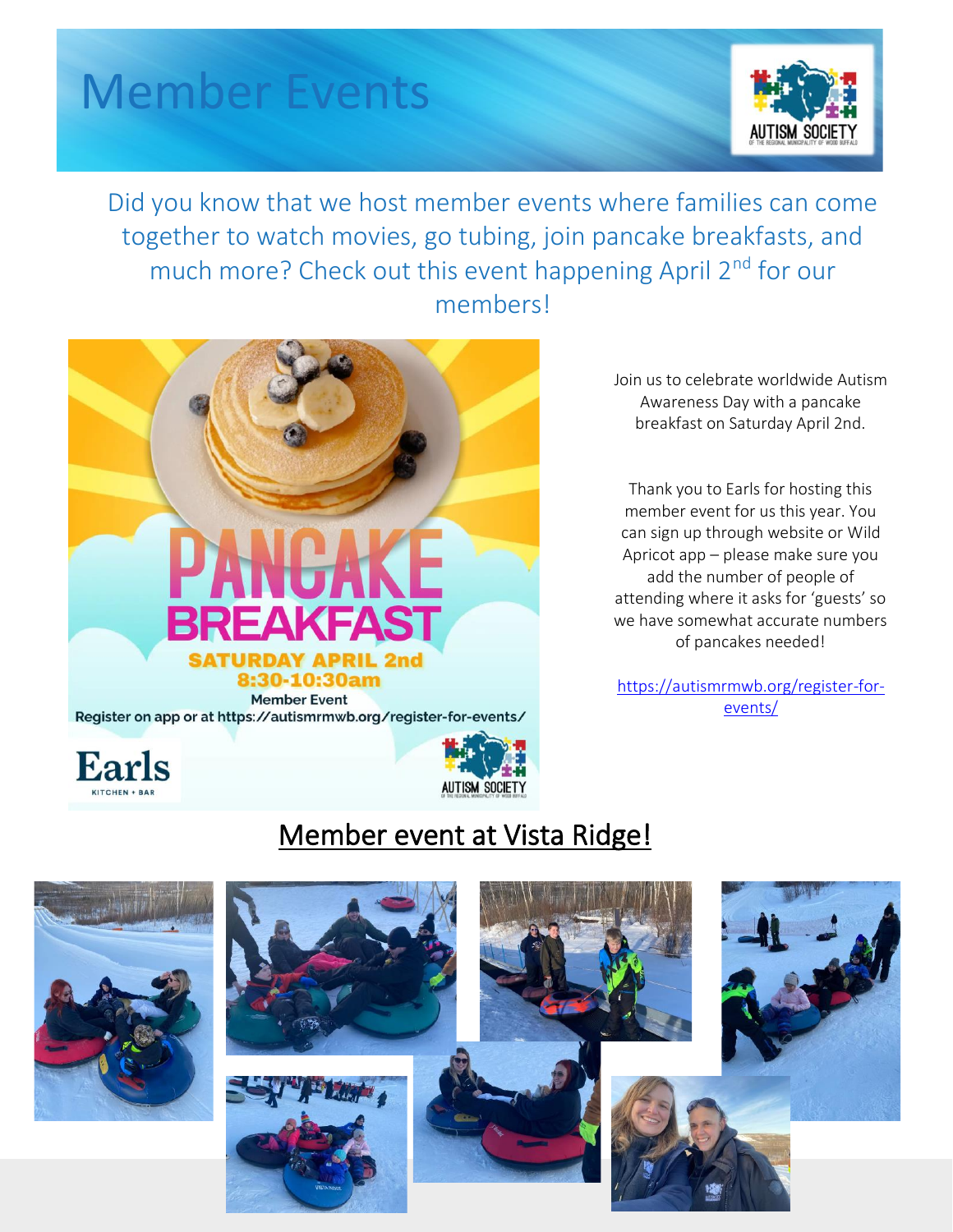# Member Events

Did you know that we host member events where families can come together to watch movies, go tubing, join pancake breakfasts, and much more? Check out this event happening April 2nd for our members!

**PANCAKE BREAKFAST**

**SATURDAY APRIL 2nd**

**8:30-10:30am**

Member Event

Register on app or at https://autismrmwb.org/register-for-events/

Join us to celebrate worldwide Autism Awareness Day with a pancake breakfast on Saturday April 2nd.

Thank you to Earls for hosting this member event for us this year. You can sign up through website or Wild Apricot app – please make sure you add the number of people of attending where it asks for 'guests' so we have somewhat accurate numbers of pancakes needed!

https://autismrmwb.org/register-for-events/

## Member event at Vista Ridge!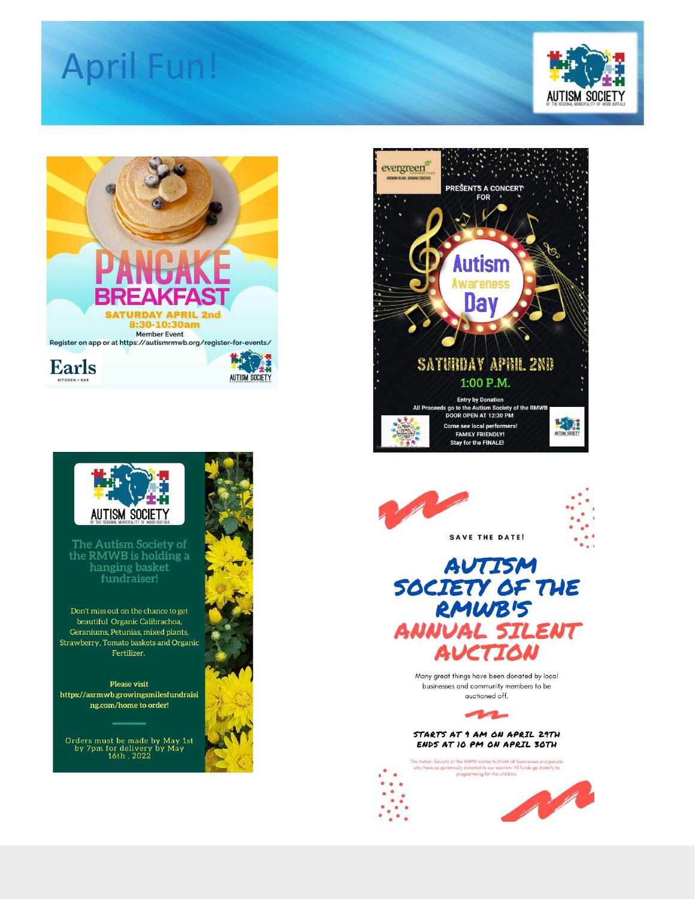# April Fun!

AUTISM SOCIETY
OF THE REGIONAL MUNICIPALITY OF WOOD BUFFALO

## PANCAKE BREAKFAST

**SATURDAY APRIL 2nd**
**8:30-10:30am**
Member Event
Register on app or at https://autismrmwb.org/register-for-events/

Earls KITCHEN + BAR

AUTISM SOCIETY

evergreen community church
GROWING IN GOD, GROWING TOGETHER

PRESENTS A CONCERT FOR

## Autism Awareness Day

**SATURDAY APRIL 2ND**
**1:00 P.M.**

Entry by Donation
All Proceeds go to the Autism Society of the RMWB
DOOR OPEN AT 12:30 PM
Come see local performers!
FAMILY FRIENDLY!
Stay for the FINALE!

AUTISM SOCIETY
OF THE REGIONAL MUNICIPALITY OF WOOD BUFFALO

The Autism Society of the RMWB is holding a hanging basket fundraiser!

Don't miss out on the chance to get beautiful Organic Calibrachoa, Geraniums, Petunias, mixed plants, Strawberry, Tomato baskets and Organic Fertilizer.

Please visit https://asrmwb.growingsmilesfundraising.com/home to order!

Orders must be made by May 1st by 7pm for delivery by May 16th , 2022

SAVE THE DATE!

## AUTISM SOCIETY OF THE RMWB'S ANNUAL SILENT AUCTION

Many great things have been donated by local businesses and community members to be auctioned off.

**STARTS AT 9 AM ON APRIL 29TH**
**ENDS AT 10 PM ON APRIL 30TH**

The Autism Society of the RMWB wishes to thank all businesses and people who have so generously donated to our auction. All funds go directly to programming for the children.